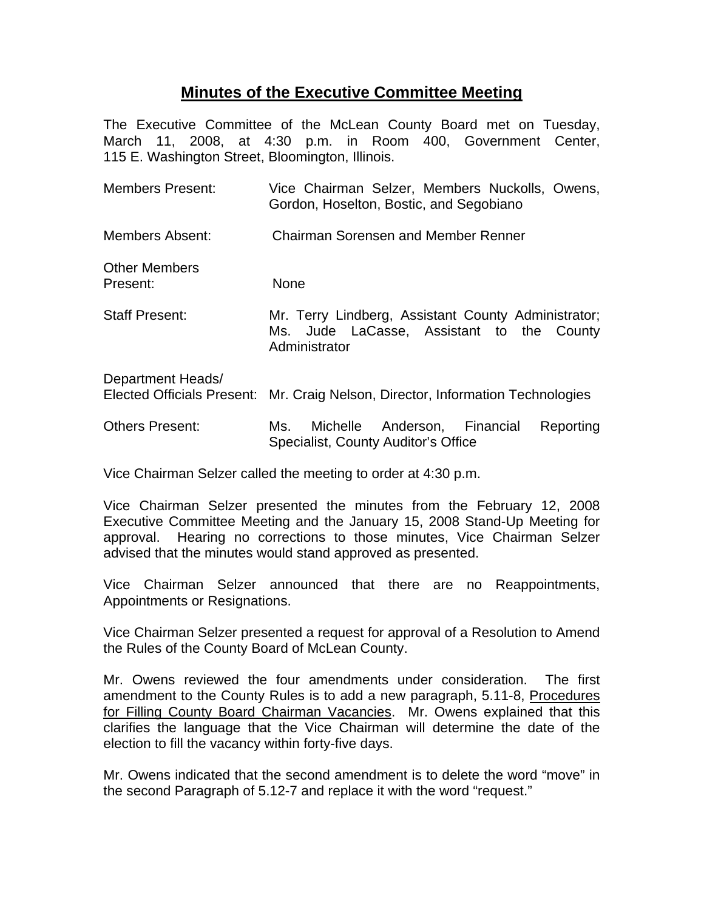# Minutes of the Executive Committee Meeting

The Executive Committee of the McLean County Board met on Tuesday, March 11, 2008, at 4:30 p.m. in Room 400, Government Center, 115 E. Washington Street, Bloomington, Illinois.

| | |
|---|---|
| Members Present: | Vice Chairman Selzer, Members Nuckolls, Owens, Gordon, Hoselton, Bostic, and Segobiano |
| Members Absent: | Chairman Sorensen and Member Renner |
| Other Members Present: | None |
| Staff Present: | Mr. Terry Lindberg, Assistant County Administrator; Ms. Jude LaCasse, Assistant to the County Administrator |
| Department Heads/ Elected Officials Present: | Mr. Craig Nelson, Director, Information Technologies |
| Others Present: | Ms. Michelle Anderson, Financial Reporting Specialist, County Auditor's Office |

Vice Chairman Selzer called the meeting to order at 4:30 p.m.

Vice Chairman Selzer presented the minutes from the February 12, 2008 Executive Committee Meeting and the January 15, 2008 Stand-Up Meeting for approval. Hearing no corrections to those minutes, Vice Chairman Selzer advised that the minutes would stand approved as presented.

Vice Chairman Selzer announced that there are no Reappointments, Appointments or Resignations.

Vice Chairman Selzer presented a request for approval of a Resolution to Amend the Rules of the County Board of McLean County.

Mr. Owens reviewed the four amendments under consideration. The first amendment to the County Rules is to add a new paragraph, 5.11-8, Procedures for Filling County Board Chairman Vacancies. Mr. Owens explained that this clarifies the language that the Vice Chairman will determine the date of the election to fill the vacancy within forty-five days.

Mr. Owens indicated that the second amendment is to delete the word "move" in the second Paragraph of 5.12-7 and replace it with the word "request."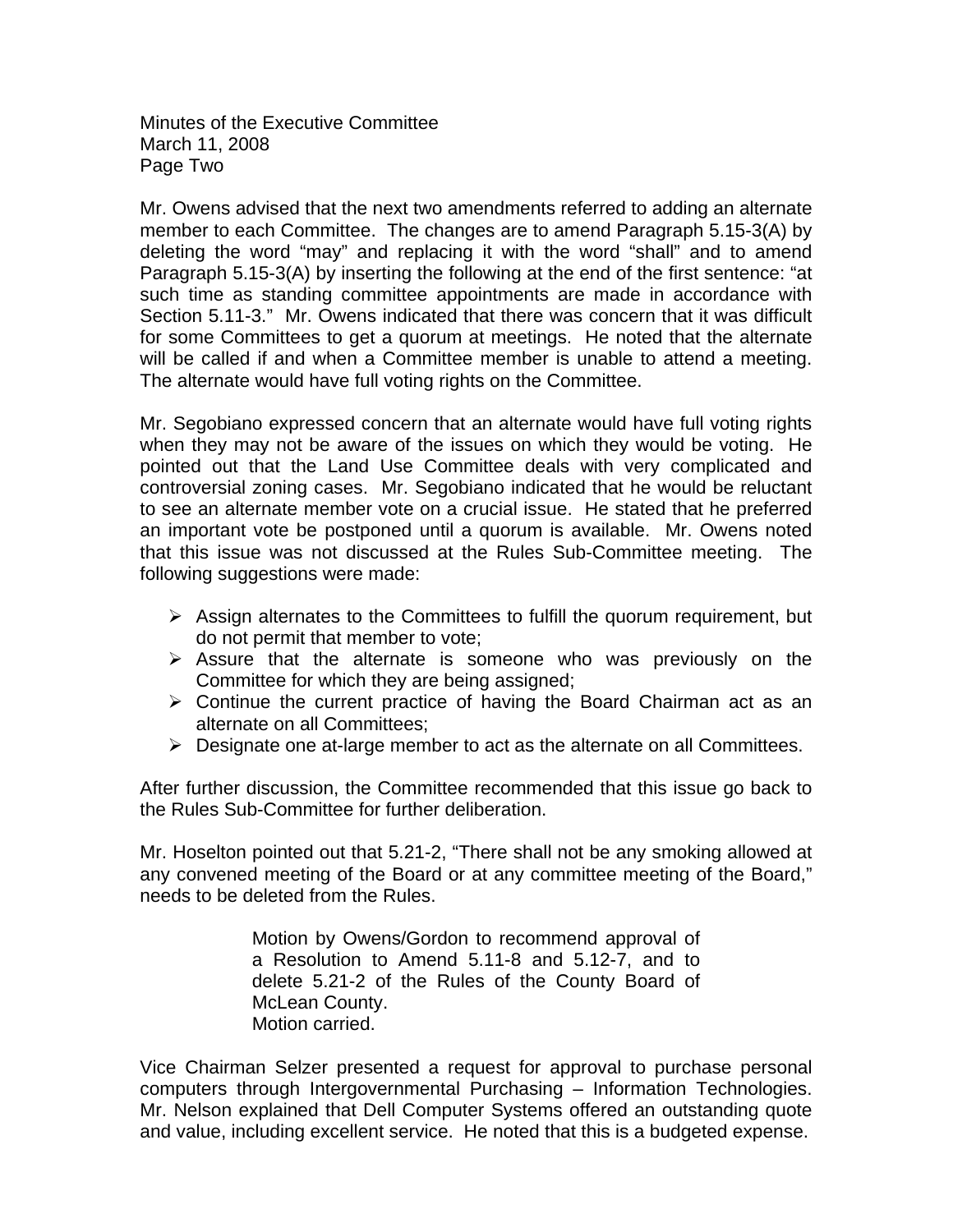Mr. Owens advised that the next two amendments referred to adding an alternate member to each Committee. The changes are to amend Paragraph 5.15-3(A) by deleting the word "may" and replacing it with the word "shall" and to amend Paragraph 5.15-3(A) by inserting the following at the end of the first sentence: "at such time as standing committee appointments are made in accordance with Section 5.11-3." Mr. Owens indicated that there was concern that it was difficult for some Committees to get a quorum at meetings. He noted that the alternate will be called if and when a Committee member is unable to attend a meeting. The alternate would have full voting rights on the Committee.

Mr. Segobiano expressed concern that an alternate would have full voting rights when they may not be aware of the issues on which they would be voting. He pointed out that the Land Use Committee deals with very complicated and controversial zoning cases. Mr. Segobiano indicated that he would be reluctant to see an alternate member vote on a crucial issue. He stated that he preferred an important vote be postponed until a quorum is available. Mr. Owens noted that this issue was not discussed at the Rules Sub-Committee meeting. The following suggestions were made:

- Assign alternates to the Committees to fulfill the quorum requirement, but do not permit that member to vote;
- Assure that the alternate is someone who was previously on the Committee for which they are being assigned;
- Continue the current practice of having the Board Chairman act as an alternate on all Committees;
- Designate one at-large member to act as the alternate on all Committees.

After further discussion, the Committee recommended that this issue go back to the Rules Sub-Committee for further deliberation.

Mr. Hoselton pointed out that 5.21-2, "There shall not be any smoking allowed at any convened meeting of the Board or at any committee meeting of the Board," needs to be deleted from the Rules.

> Motion by Owens/Gordon to recommend approval of a Resolution to Amend 5.11-8 and 5.12-7, and to delete 5.21-2 of the Rules of the County Board of McLean County.
> Motion carried.

Vice Chairman Selzer presented a request for approval to purchase personal computers through Intergovernmental Purchasing – Information Technologies. Mr. Nelson explained that Dell Computer Systems offered an outstanding quote and value, including excellent service. He noted that this is a budgeted expense.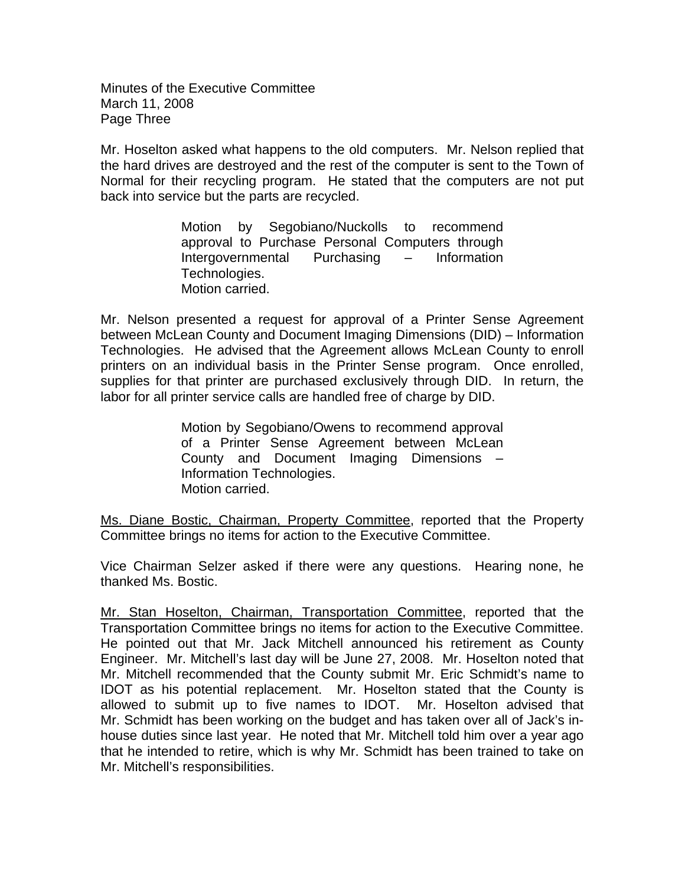Mr. Hoselton asked what happens to the old computers. Mr. Nelson replied that the hard drives are destroyed and the rest of the computer is sent to the Town of Normal for their recycling program. He stated that the computers are not put back into service but the parts are recycled.

> Motion by Segobiano/Nuckolls to recommend approval to Purchase Personal Computers through Intergovernmental Purchasing – Information Technologies.
> Motion carried.

Mr. Nelson presented a request for approval of a Printer Sense Agreement between McLean County and Document Imaging Dimensions (DID) – Information Technologies. He advised that the Agreement allows McLean County to enroll printers on an individual basis in the Printer Sense program. Once enrolled, supplies for that printer are purchased exclusively through DID. In return, the labor for all printer service calls are handled free of charge by DID.

> Motion by Segobiano/Owens to recommend approval of a Printer Sense Agreement between McLean County and Document Imaging Dimensions – Information Technologies.
> Motion carried.

<u>Ms. Diane Bostic, Chairman, Property Committee</u>, reported that the Property Committee brings no items for action to the Executive Committee.

Vice Chairman Selzer asked if there were any questions. Hearing none, he thanked Ms. Bostic.

<u>Mr. Stan Hoselton, Chairman, Transportation Committee</u>, reported that the Transportation Committee brings no items for action to the Executive Committee. He pointed out that Mr. Jack Mitchell announced his retirement as County Engineer. Mr. Mitchell's last day will be June 27, 2008. Mr. Hoselton noted that Mr. Mitchell recommended that the County submit Mr. Eric Schmidt's name to IDOT as his potential replacement. Mr. Hoselton stated that the County is allowed to submit up to five names to IDOT. Mr. Hoselton advised that Mr. Schmidt has been working on the budget and has taken over all of Jack's in-house duties since last year. He noted that Mr. Mitchell told him over a year ago that he intended to retire, which is why Mr. Schmidt has been trained to take on Mr. Mitchell's responsibilities.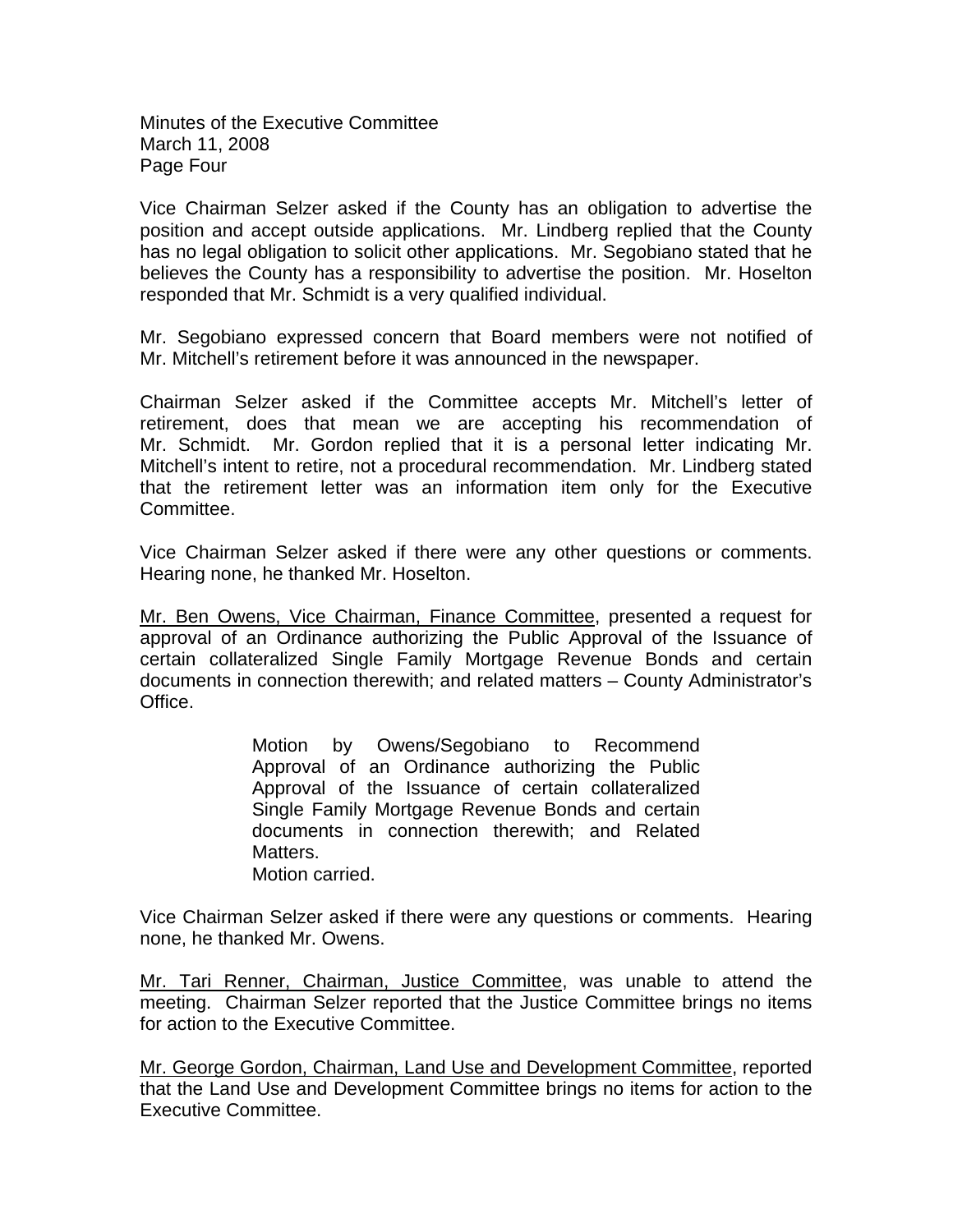Vice Chairman Selzer asked if the County has an obligation to advertise the position and accept outside applications. Mr. Lindberg replied that the County has no legal obligation to solicit other applications. Mr. Segobiano stated that he believes the County has a responsibility to advertise the position. Mr. Hoselton responded that Mr. Schmidt is a very qualified individual.

Mr. Segobiano expressed concern that Board members were not notified of Mr. Mitchell's retirement before it was announced in the newspaper.

Chairman Selzer asked if the Committee accepts Mr. Mitchell's letter of retirement, does that mean we are accepting his recommendation of Mr. Schmidt. Mr. Gordon replied that it is a personal letter indicating Mr. Mitchell's intent to retire, not a procedural recommendation. Mr. Lindberg stated that the retirement letter was an information item only for the Executive Committee.

Vice Chairman Selzer asked if there were any other questions or comments. Hearing none, he thanked Mr. Hoselton.

<u>Mr. Ben Owens, Vice Chairman, Finance Committee</u>, presented a request for approval of an Ordinance authorizing the Public Approval of the Issuance of certain collateralized Single Family Mortgage Revenue Bonds and certain documents in connection therewith; and related matters – County Administrator's Office.

> Motion by Owens/Segobiano to Recommend Approval of an Ordinance authorizing the Public Approval of the Issuance of certain collateralized Single Family Mortgage Revenue Bonds and certain documents in connection therewith; and Related Matters.
> Motion carried.

Vice Chairman Selzer asked if there were any questions or comments. Hearing none, he thanked Mr. Owens.

<u>Mr. Tari Renner, Chairman, Justice Committee</u>, was unable to attend the meeting. Chairman Selzer reported that the Justice Committee brings no items for action to the Executive Committee.

<u>Mr. George Gordon, Chairman, Land Use and Development Committee</u>, reported that the Land Use and Development Committee brings no items for action to the Executive Committee.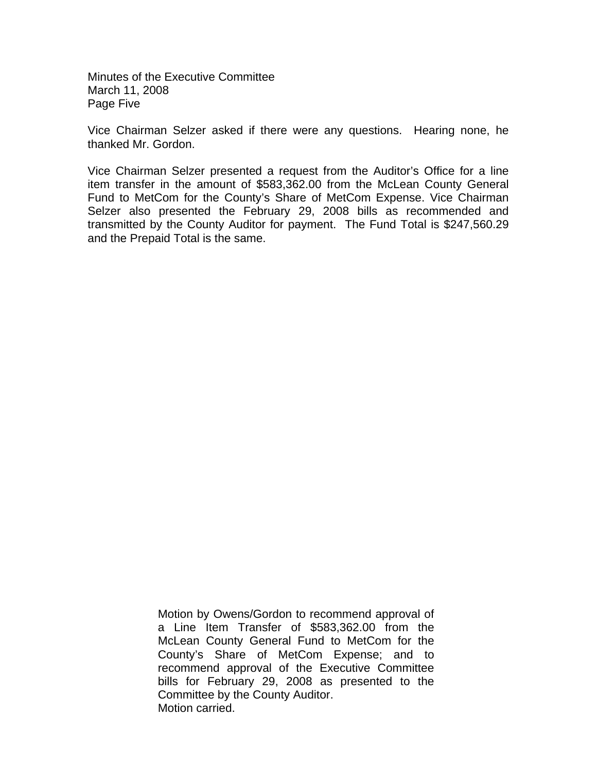Vice Chairman Selzer asked if there were any questions. Hearing none, he thanked Mr. Gordon.

Vice Chairman Selzer presented a request from the Auditor's Office for a line item transfer in the amount of $583,362.00 from the McLean County General Fund to MetCom for the County's Share of MetCom Expense. Vice Chairman Selzer also presented the February 29, 2008 bills as recommended and transmitted by the County Auditor for payment. The Fund Total is $247,560.29 and the Prepaid Total is the same.

Motion by Owens/Gordon to recommend approval of a Line Item Transfer of $583,362.00 from the McLean County General Fund to MetCom for the County's Share of MetCom Expense; and to recommend approval of the Executive Committee bills for February 29, 2008 as presented to the Committee by the County Auditor.
Motion carried.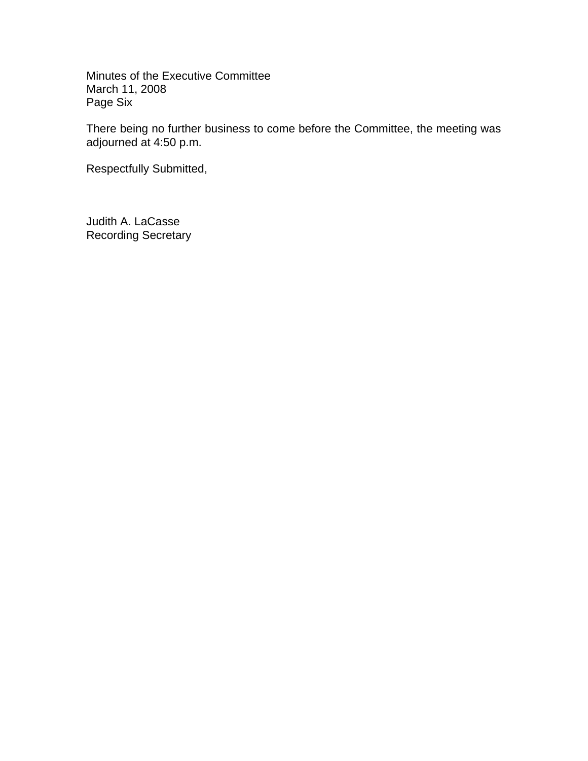There being no further business to come before the Committee, the meeting was adjourned at 4:50 p.m.

Respectfully Submitted,

Judith A. LaCasse
Recording Secretary